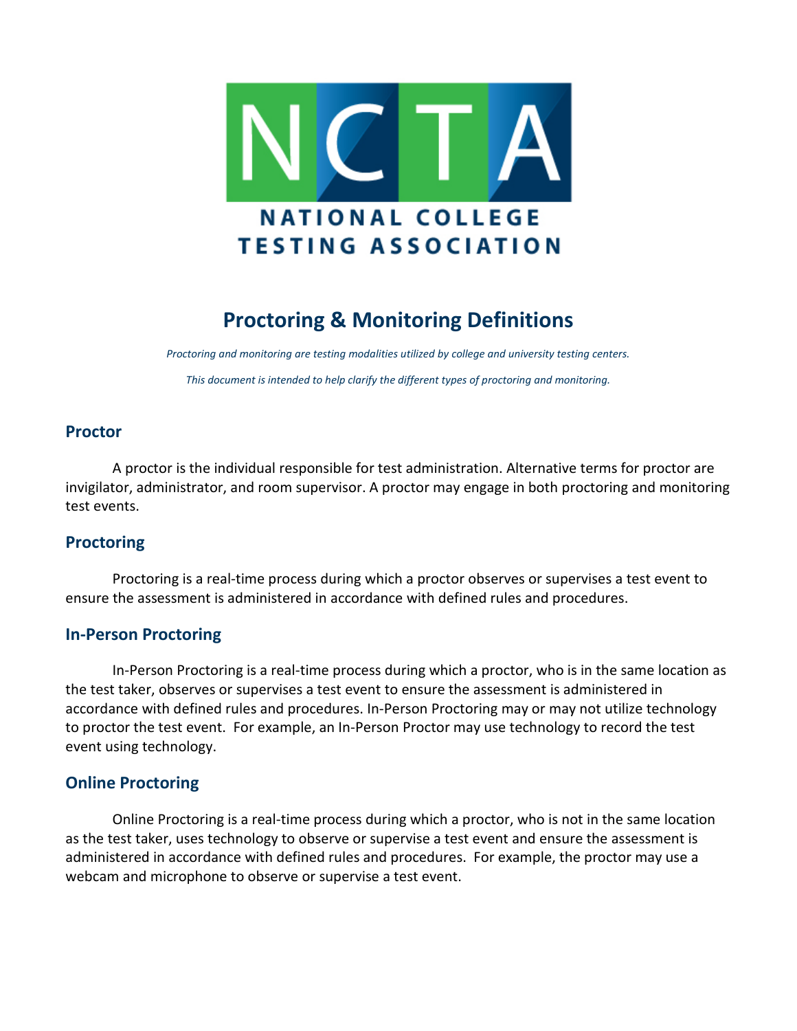# NCTA

NATIONAL COLLEGE TESTING ASSOCIATION

## Proctoring & Monitoring Definitions

*Proctoring and monitoring are testing modalities utilized by college and university testing centers.*

*This document is intended to help clarify the different types of proctoring and monitoring.*

### Proctor

A proctor is the individual responsible for test administration. Alternative terms for proctor are invigilator, administrator, and room supervisor. A proctor may engage in both proctoring and monitoring test events.

### Proctoring

Proctoring is a real-time process during which a proctor observes or supervises a test event to ensure the assessment is administered in accordance with defined rules and procedures.

### In-Person Proctoring

In-Person Proctoring is a real-time process during which a proctor, who is in the same location as the test taker, observes or supervises a test event to ensure the assessment is administered in accordance with defined rules and procedures. In-Person Proctoring may or may not utilize technology to proctor the test event. For example, an In-Person Proctor may use technology to record the test event using technology.

### Online Proctoring

Online Proctoring is a real-time process during which a proctor, who is not in the same location as the test taker, uses technology to observe or supervise a test event and ensure the assessment is administered in accordance with defined rules and procedures. For example, the proctor may use a webcam and microphone to observe or supervise a test event.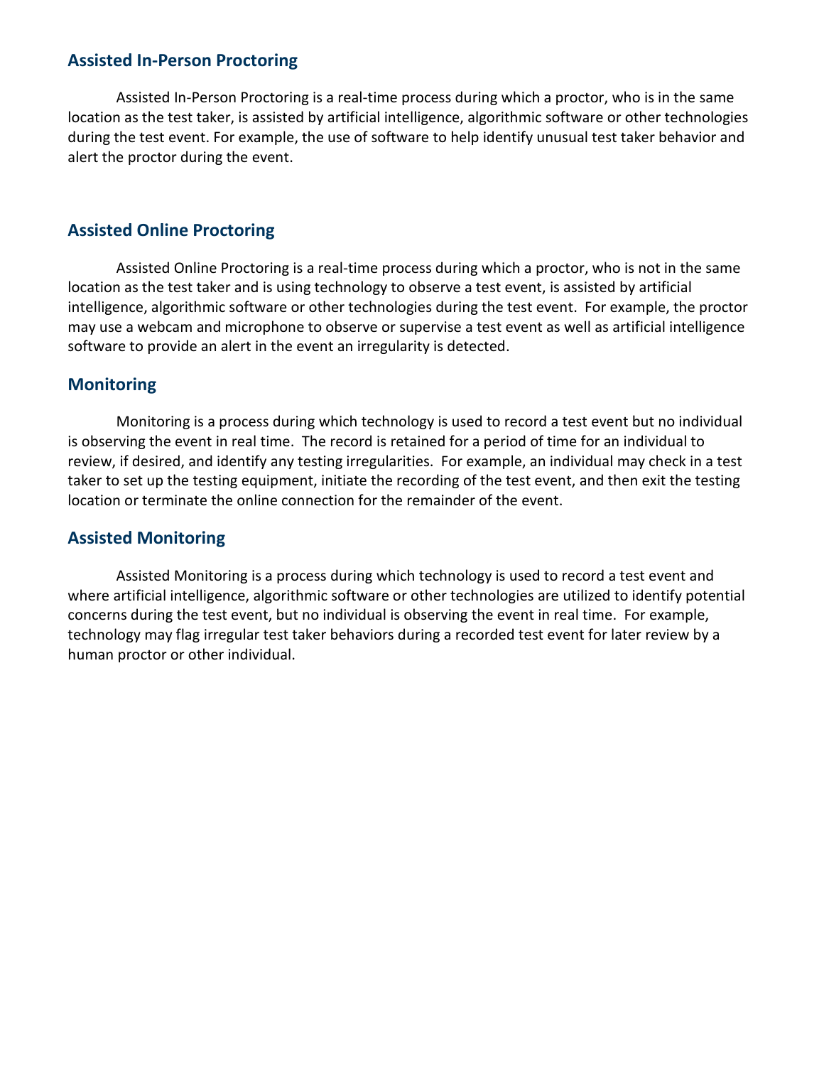## Assisted In-Person Proctoring

Assisted In-Person Proctoring is a real-time process during which a proctor, who is in the same location as the test taker, is assisted by artificial intelligence, algorithmic software or other technologies during the test event. For example, the use of software to help identify unusual test taker behavior and alert the proctor during the event.

## Assisted Online Proctoring

Assisted Online Proctoring is a real-time process during which a proctor, who is not in the same location as the test taker and is using technology to observe a test event, is assisted by artificial intelligence, algorithmic software or other technologies during the test event. For example, the proctor may use a webcam and microphone to observe or supervise a test event as well as artificial intelligence software to provide an alert in the event an irregularity is detected.

## Monitoring

Monitoring is a process during which technology is used to record a test event but no individual is observing the event in real time. The record is retained for a period of time for an individual to review, if desired, and identify any testing irregularities. For example, an individual may check in a test taker to set up the testing equipment, initiate the recording of the test event, and then exit the testing location or terminate the online connection for the remainder of the event.

## Assisted Monitoring

Assisted Monitoring is a process during which technology is used to record a test event and where artificial intelligence, algorithmic software or other technologies are utilized to identify potential concerns during the test event, but no individual is observing the event in real time. For example, technology may flag irregular test taker behaviors during a recorded test event for later review by a human proctor or other individual.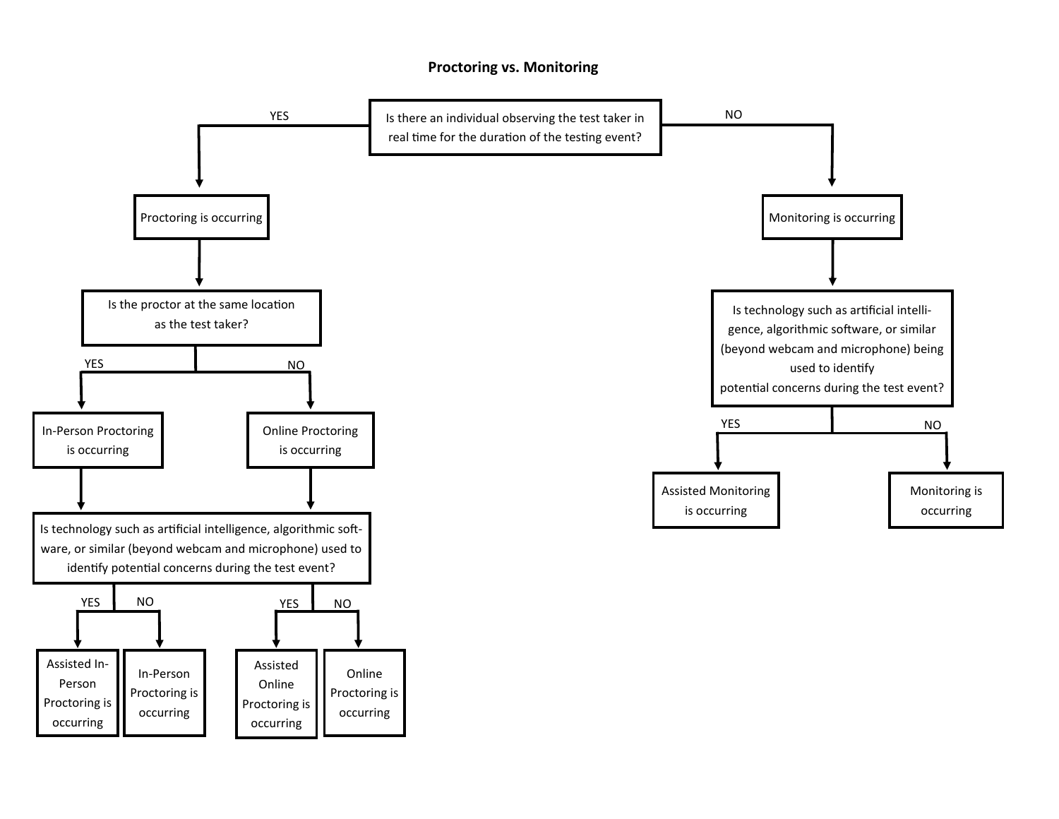**Proctoring vs. Monitoring**

Is there an individual observing the test taker in real time for the duration of the testing event?

YES

Proctoring is occurring

Is the proctor at the same location as the test taker?

YES

In-Person Proctoring is occurring

NO

Online Proctoring is occurring

Is technology such as artificial intelligence, algorithmic software, or similar (beyond webcam and microphone) used to identify potential concerns during the test event?

YES

Assisted In-Person Proctoring is occurring

NO

In-Person Proctoring is occurring

YES

Assisted Online Proctoring is occurring

NO

Online Proctoring is occurring

NO

Monitoring is occurring

Is technology such as artificial intelligence, algorithmic software, or similar (beyond webcam and microphone) being used to identify potential concerns during the test event?

YES

Assisted Monitoring is occurring

NO

Monitoring is occurring